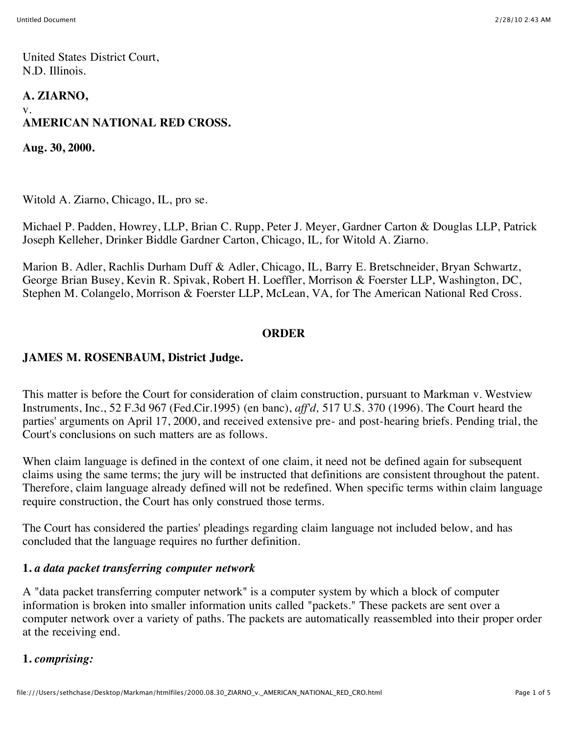United States District Court,
N.D. Illinois.

**A. ZIARNO,**
v.
**AMERICAN NATIONAL RED CROSS.**

**Aug. 30, 2000.**

Witold A. Ziarno, Chicago, IL, pro se.

Michael P. Padden, Howrey, LLP, Brian C. Rupp, Peter J. Meyer, Gardner Carton & Douglas LLP, Patrick Joseph Kelleher, Drinker Biddle Gardner Carton, Chicago, IL, for Witold A. Ziarno.

Marion B. Adler, Rachlis Durham Duff & Adler, Chicago, IL, Barry E. Bretschneider, Bryan Schwartz, George Brian Busey, Kevin R. Spivak, Robert H. Loeffler, Morrison & Foerster LLP, Washington, DC, Stephen M. Colangelo, Morrison & Foerster LLP, McLean, VA, for The American National Red Cross.

## ORDER

**JAMES M. ROSENBAUM, District Judge.**

This matter is before the Court for consideration of claim construction, pursuant to Markman v. Westview Instruments, Inc., 52 F.3d 967 (Fed.Cir.1995) (en banc), *aff'd,* 517 U.S. 370 (1996). The Court heard the parties' arguments on April 17, 2000, and received extensive pre- and post-hearing briefs. Pending trial, the Court's conclusions on such matters are as follows.

When claim language is defined in the context of one claim, it need not be defined again for subsequent claims using the same terms; the jury will be instructed that definitions are consistent throughout the patent. Therefore, claim language already defined will not be redefined. When specific terms within claim language require construction, the Court has only construed those terms.

The Court has considered the parties' pleadings regarding claim language not included below, and has concluded that the language requires no further definition.

**1.** ***a data packet transferring computer network***

A "data packet transferring computer network" is a computer system by which a block of computer information is broken into smaller information units called "packets." These packets are sent over a computer network over a variety of paths. The packets are automatically reassembled into their proper order at the receiving end.

**1.** ***comprising:***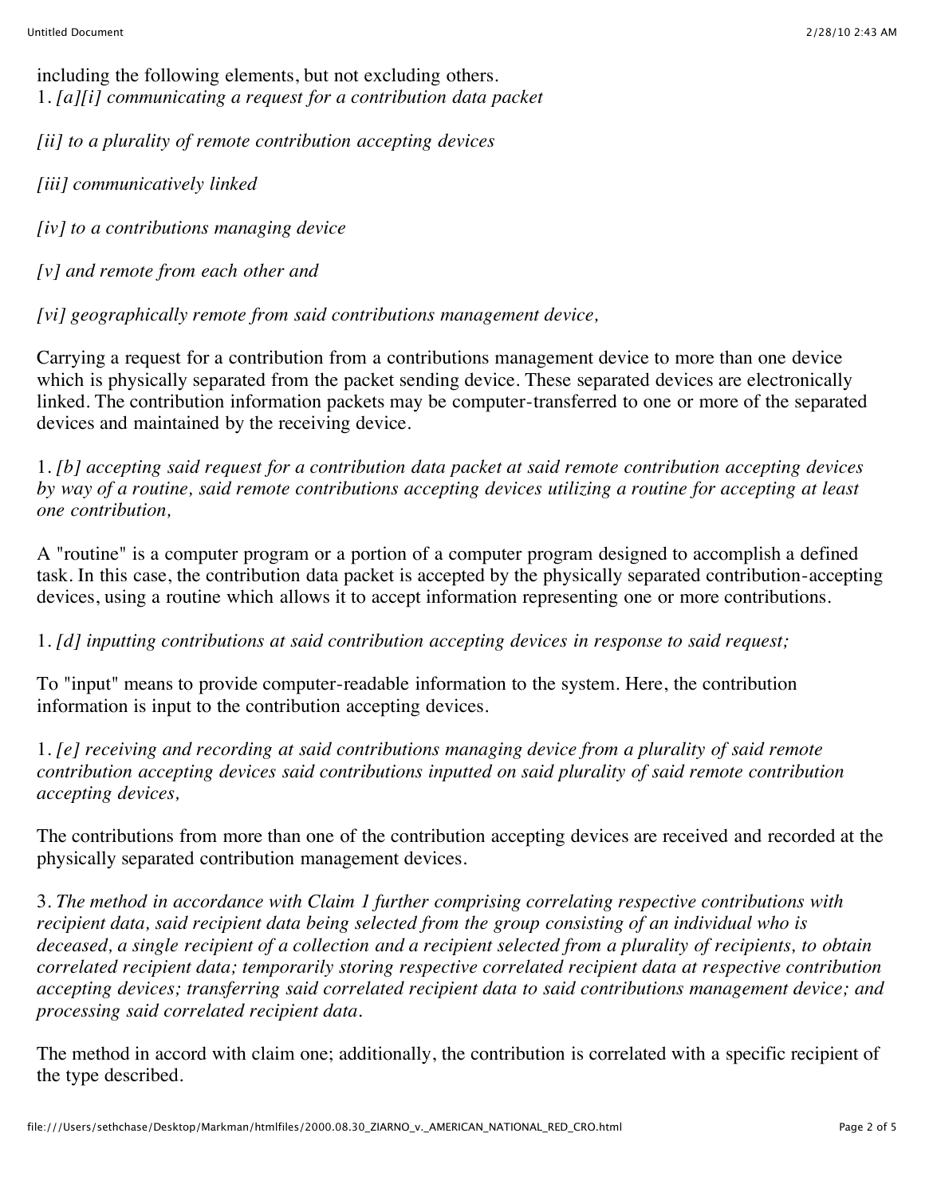including the following elements, but not excluding others.

1. *[a][i] communicating a request for a contribution data packet*

*[ii] to a plurality of remote contribution accepting devices*

*[iii] communicatively linked*

*[iv] to a contributions managing device*

*[v] and remote from each other and*

*[vi] geographically remote from said contributions management device,*

Carrying a request for a contribution from a contributions management device to more than one device which is physically separated from the packet sending device. These separated devices are electronically linked. The contribution information packets may be computer-transferred to one or more of the separated devices and maintained by the receiving device.

1. *[b] accepting said request for a contribution data packet at said remote contribution accepting devices by way of a routine, said remote contributions accepting devices utilizing a routine for accepting at least one contribution,*

A "routine" is a computer program or a portion of a computer program designed to accomplish a defined task. In this case, the contribution data packet is accepted by the physically separated contribution-accepting devices, using a routine which allows it to accept information representing one or more contributions.

1. *[d] inputting contributions at said contribution accepting devices in response to said request;*

To "input" means to provide computer-readable information to the system. Here, the contribution information is input to the contribution accepting devices.

1. *[e] receiving and recording at said contributions managing device from a plurality of said remote contribution accepting devices said contributions inputted on said plurality of said remote contribution accepting devices,*

The contributions from more than one of the contribution accepting devices are received and recorded at the physically separated contribution management devices.

3. *The method in accordance with Claim 1 further comprising correlating respective contributions with recipient data, said recipient data being selected from the group consisting of an individual who is deceased, a single recipient of a collection and a recipient selected from a plurality of recipients, to obtain correlated recipient data; temporarily storing respective correlated recipient data at respective contribution accepting devices; transferring said correlated recipient data to said contributions management device; and processing said correlated recipient data.*

The method in accord with claim one; additionally, the contribution is correlated with a specific recipient of the type described.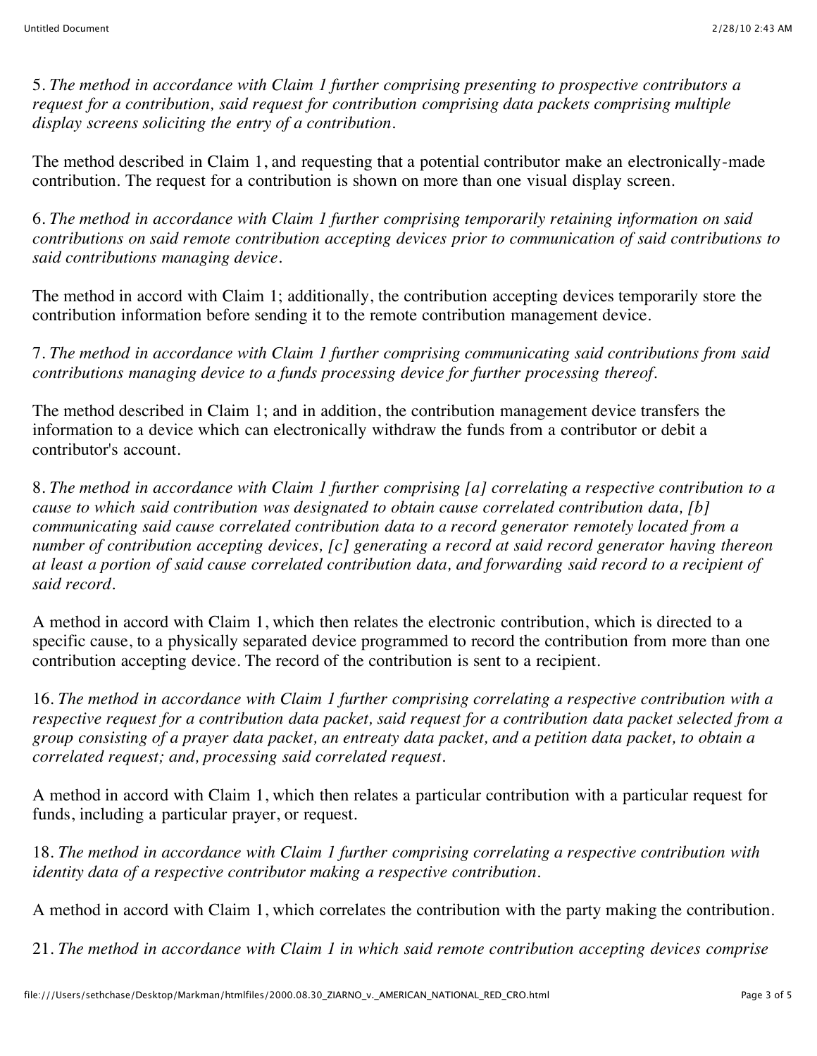5. *The method in accordance with Claim 1 further comprising presenting to prospective contributors a request for a contribution, said request for contribution comprising data packets comprising multiple display screens soliciting the entry of a contribution.*

The method described in Claim 1, and requesting that a potential contributor make an electronically-made contribution. The request for a contribution is shown on more than one visual display screen.

6. *The method in accordance with Claim 1 further comprising temporarily retaining information on said contributions on said remote contribution accepting devices prior to communication of said contributions to said contributions managing device.*

The method in accord with Claim 1; additionally, the contribution accepting devices temporarily store the contribution information before sending it to the remote contribution management device.

7. *The method in accordance with Claim 1 further comprising communicating said contributions from said contributions managing device to a funds processing device for further processing thereof.*

The method described in Claim 1; and in addition, the contribution management device transfers the information to a device which can electronically withdraw the funds from a contributor or debit a contributor's account.

8. *The method in accordance with Claim 1 further comprising [a] correlating a respective contribution to a cause to which said contribution was designated to obtain cause correlated contribution data, [b] communicating said cause correlated contribution data to a record generator remotely located from a number of contribution accepting devices, [c] generating a record at said record generator having thereon at least a portion of said cause correlated contribution data, and forwarding said record to a recipient of said record.*

A method in accord with Claim 1, which then relates the electronic contribution, which is directed to a specific cause, to a physically separated device programmed to record the contribution from more than one contribution accepting device. The record of the contribution is sent to a recipient.

16. *The method in accordance with Claim 1 further comprising correlating a respective contribution with a respective request for a contribution data packet, said request for a contribution data packet selected from a group consisting of a prayer data packet, an entreaty data packet, and a petition data packet, to obtain a correlated request; and, processing said correlated request.*

A method in accord with Claim 1, which then relates a particular contribution with a particular request for funds, including a particular prayer, or request.

18. *The method in accordance with Claim 1 further comprising correlating a respective contribution with identity data of a respective contributor making a respective contribution.*

A method in accord with Claim 1, which correlates the contribution with the party making the contribution.

21. *The method in accordance with Claim 1 in which said remote contribution accepting devices comprise*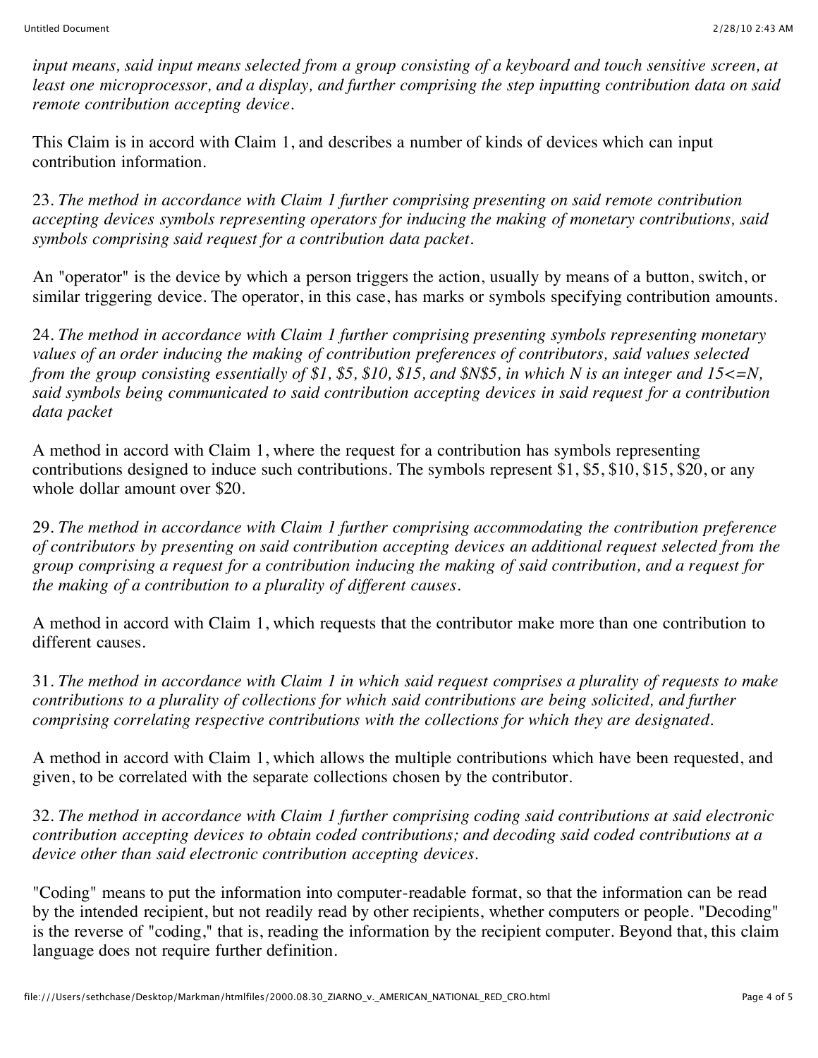*input means, said input means selected from a group consisting of a keyboard and touch sensitive screen, at least one microprocessor, and a display, and further comprising the step inputting contribution data on said remote contribution accepting device.*

This Claim is in accord with Claim 1, and describes a number of kinds of devices which can input contribution information.

23. *The method in accordance with Claim 1 further comprising presenting on said remote contribution accepting devices symbols representing operators for inducing the making of monetary contributions, said symbols comprising said request for a contribution data packet.*

An "operator" is the device by which a person triggers the action, usually by means of a button, switch, or similar triggering device. The operator, in this case, has marks or symbols specifying contribution amounts.

24. *The method in accordance with Claim 1 further comprising presenting symbols representing monetary values of an order inducing the making of contribution preferences of contributors, said values selected from the group consisting essentially of $1, $5, $10, $15, and $N$5, in which N is an integer and 15<=N, said symbols being communicated to said contribution accepting devices in said request for a contribution data packet*

A method in accord with Claim 1, where the request for a contribution has symbols representing contributions designed to induce such contributions. The symbols represent $1, $5, $10, $15, $20, or any whole dollar amount over $20.

29. *The method in accordance with Claim 1 further comprising accommodating the contribution preference of contributors by presenting on said contribution accepting devices an additional request selected from the group comprising a request for a contribution inducing the making of said contribution, and a request for the making of a contribution to a plurality of different causes.*

A method in accord with Claim 1, which requests that the contributor make more than one contribution to different causes.

31. *The method in accordance with Claim 1 in which said request comprises a plurality of requests to make contributions to a plurality of collections for which said contributions are being solicited, and further comprising correlating respective contributions with the collections for which they are designated.*

A method in accord with Claim 1, which allows the multiple contributions which have been requested, and given, to be correlated with the separate collections chosen by the contributor.

32. *The method in accordance with Claim 1 further comprising coding said contributions at said electronic contribution accepting devices to obtain coded contributions; and decoding said coded contributions at a device other than said electronic contribution accepting devices.*

"Coding" means to put the information into computer-readable format, so that the information can be read by the intended recipient, but not readily read by other recipients, whether computers or people. "Decoding" is the reverse of "coding," that is, reading the information by the recipient computer. Beyond that, this claim language does not require further definition.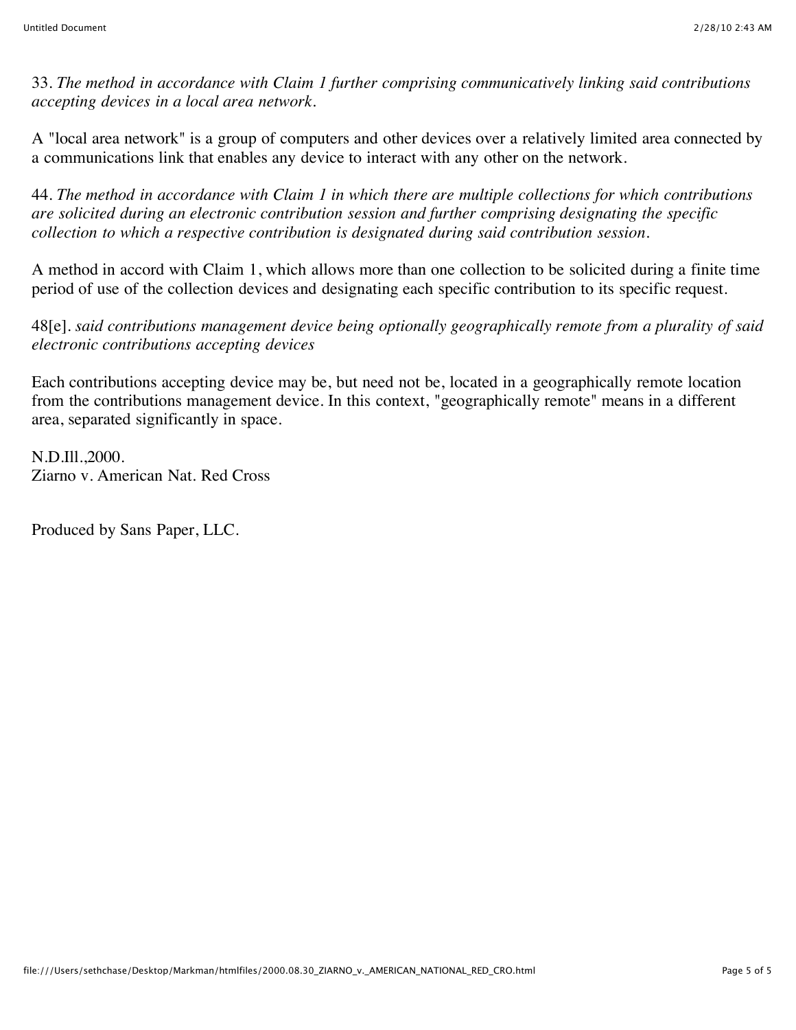33. *The method in accordance with Claim 1 further comprising communicatively linking said contributions accepting devices in a local area network.*

A "local area network" is a group of computers and other devices over a relatively limited area connected by a communications link that enables any device to interact with any other on the network.

44. *The method in accordance with Claim 1 in which there are multiple collections for which contributions are solicited during an electronic contribution session and further comprising designating the specific collection to which a respective contribution is designated during said contribution session.*

A method in accord with Claim 1, which allows more than one collection to be solicited during a finite time period of use of the collection devices and designating each specific contribution to its specific request.

48[e]. *said contributions management device being optionally geographically remote from a plurality of said electronic contributions accepting devices*

Each contributions accepting device may be, but need not be, located in a geographically remote location from the contributions management device. In this context, "geographically remote" means in a different area, separated significantly in space.

N.D.Ill.,2000.
Ziarno v. American Nat. Red Cross

Produced by Sans Paper, LLC.